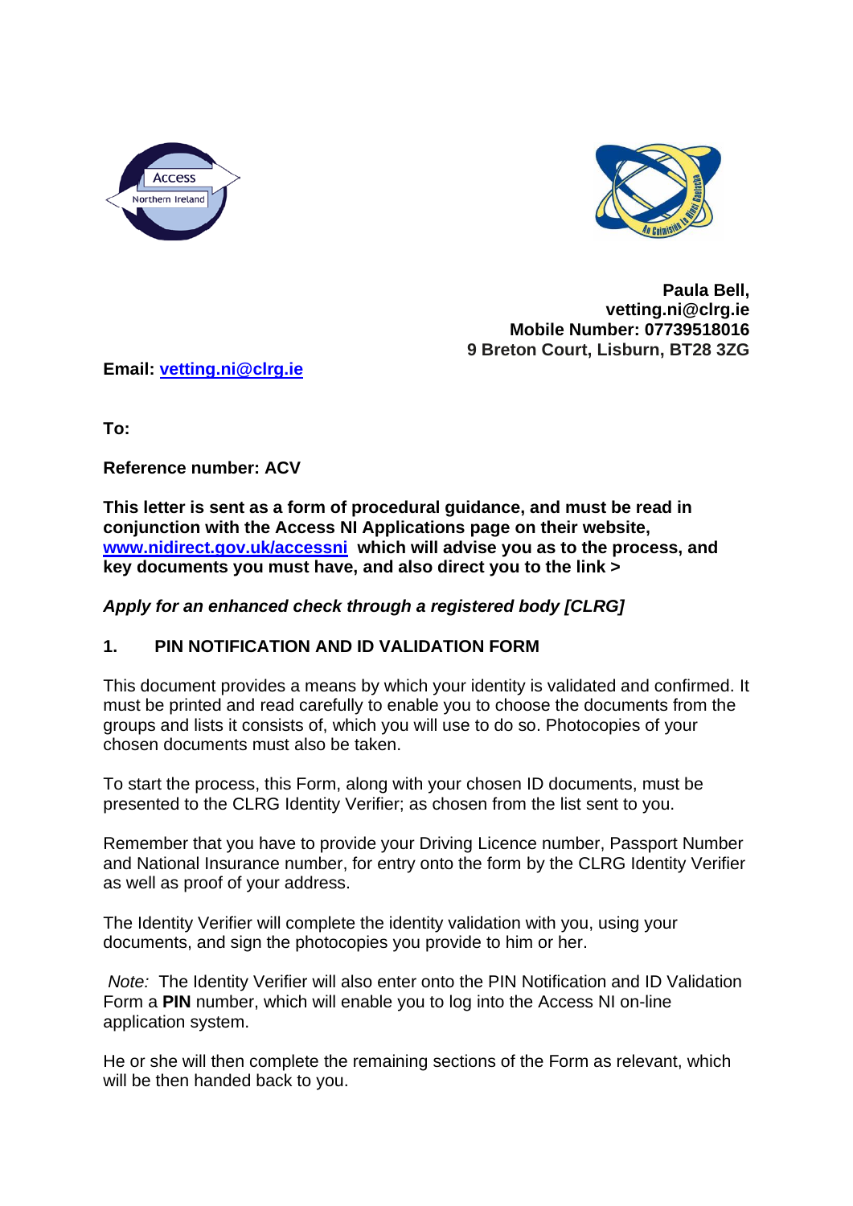**Paula Bell,**
**vetting.ni@clrg.ie**
**Mobile Number: 07739518016**
**9 Breton Court, Lisburn, BT28 3ZG**

**Email: vetting.ni@clrg.ie**

**To:**

**Reference number: ACV**

**This letter is sent as a form of procedural guidance, and must be read in conjunction with the Access NI Applications page on their website, www.nidirect.gov.uk/accessni which will advise you as to the process, and key documents you must have, and also direct you to the link >**

***Apply for an enhanced check through a registered body [CLRG]***

## 1. PIN NOTIFICATION AND ID VALIDATION FORM

This document provides a means by which your identity is validated and confirmed. It must be printed and read carefully to enable you to choose the documents from the groups and lists it consists of, which you will use to do so. Photocopies of your chosen documents must also be taken.

To start the process, this Form, along with your chosen ID documents, must be presented to the CLRG Identity Verifier; as chosen from the list sent to you.

Remember that you have to provide your Driving Licence number, Passport Number and National Insurance number, for entry onto the form by the CLRG Identity Verifier as well as proof of your address.

The Identity Verifier will complete the identity validation with you, using your documents, and sign the photocopies you provide to him or her.

*Note:* The Identity Verifier will also enter onto the PIN Notification and ID Validation Form a **PIN** number, which will enable you to log into the Access NI on-line application system.

He or she will then complete the remaining sections of the Form as relevant, which will be then handed back to you.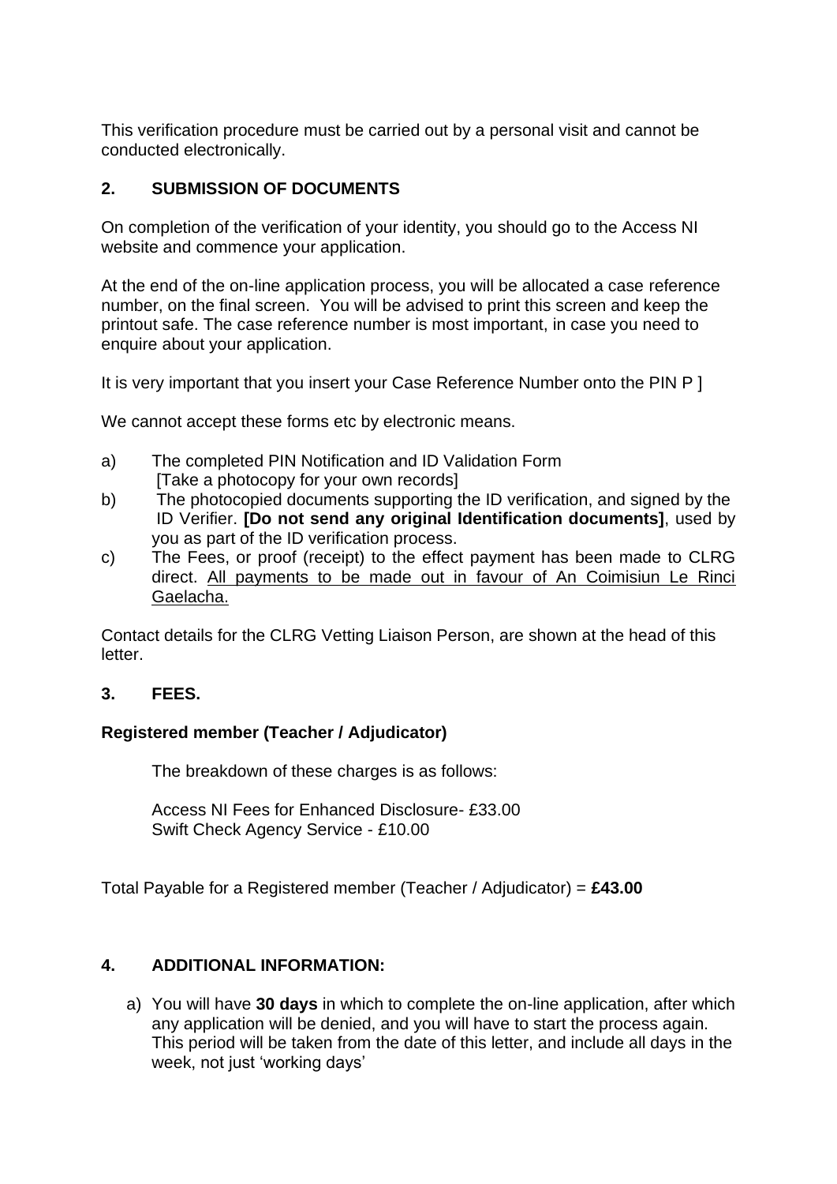This verification procedure must be carried out by a personal visit and cannot be conducted electronically.

## 2. SUBMISSION OF DOCUMENTS

On completion of the verification of your identity, you should go to the Access NI website and commence your application.

At the end of the on-line application process, you will be allocated a case reference number, on the final screen. You will be advised to print this screen and keep the printout safe. The case reference number is most important, in case you need to enquire about your application.

It is very important that you insert your Case Reference Number onto the PIN P ]

We cannot accept these forms etc by electronic means.

a) The completed PIN Notification and ID Validation Form
   [Take a photocopy for your own records]
b) The photocopied documents supporting the ID verification, and signed by the ID Verifier. **[Do not send any original Identification documents]**, used by you as part of the ID verification process.
c) The Fees, or proof (receipt) to the effect payment has been made to CLRG direct. <u>All payments to be made out in favour of An Coimisiun Le Rinci Gaelacha.</u>

Contact details for the CLRG Vetting Liaison Person, are shown at the head of this letter.

## 3. FEES.

**Registered member (Teacher / Adjudicator)**

The breakdown of these charges is as follows:

Access NI Fees for Enhanced Disclosure- £33.00
Swift Check Agency Service - £10.00

Total Payable for a Registered member (Teacher / Adjudicator) = **£43.00**

## 4. ADDITIONAL INFORMATION:

a) You will have **30 days** in which to complete the on-line application, after which any application will be denied, and you will have to start the process again. This period will be taken from the date of this letter, and include all days in the week, not just 'working days'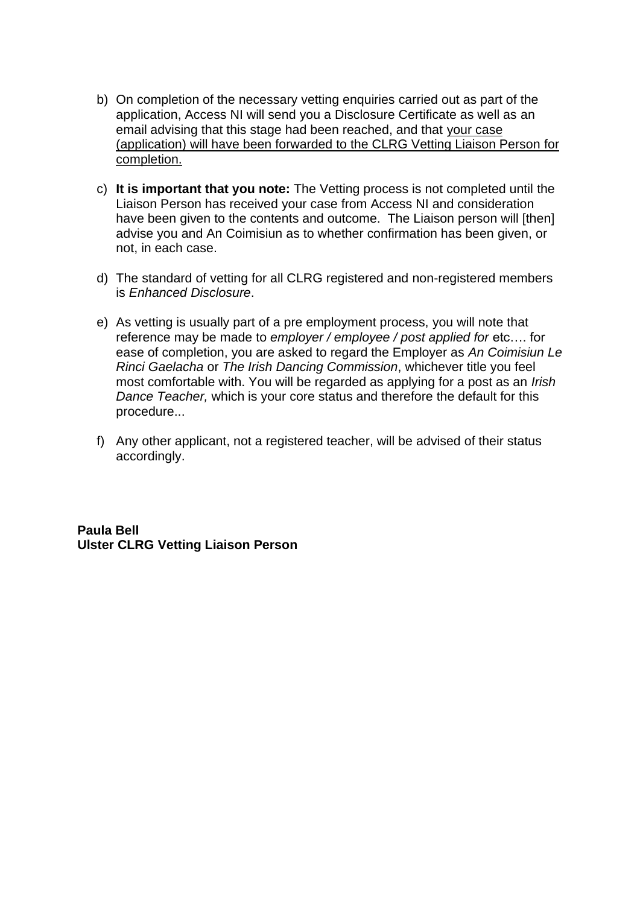b) On completion of the necessary vetting enquiries carried out as part of the application, Access NI will send you a Disclosure Certificate as well as an email advising that this stage had been reached, and that <u>your case (application) will have been forwarded to the CLRG Vetting Liaison Person for completion.</u>

c) **It is important that you note:** The Vetting process is not completed until the Liaison Person has received your case from Access NI and consideration have been given to the contents and outcome. The Liaison person will [then] advise you and An Coimisiun as to whether confirmation has been given, or not, in each case.

d) The standard of vetting for all CLRG registered and non-registered members is *Enhanced Disclosure*.

e) As vetting is usually part of a pre employment process, you will note that reference may be made to *employer / employee / post applied for* etc…. for ease of completion, you are asked to regard the Employer as *An Coimisiun Le Rinci Gaelacha* or *The Irish Dancing Commission*, whichever title you feel most comfortable with. You will be regarded as applying for a post as an *Irish Dance Teacher,* which is your core status and therefore the default for this procedure...

f) Any other applicant, not a registered teacher, will be advised of their status accordingly.

**Paula Bell**
**Ulster CLRG Vetting Liaison Person**